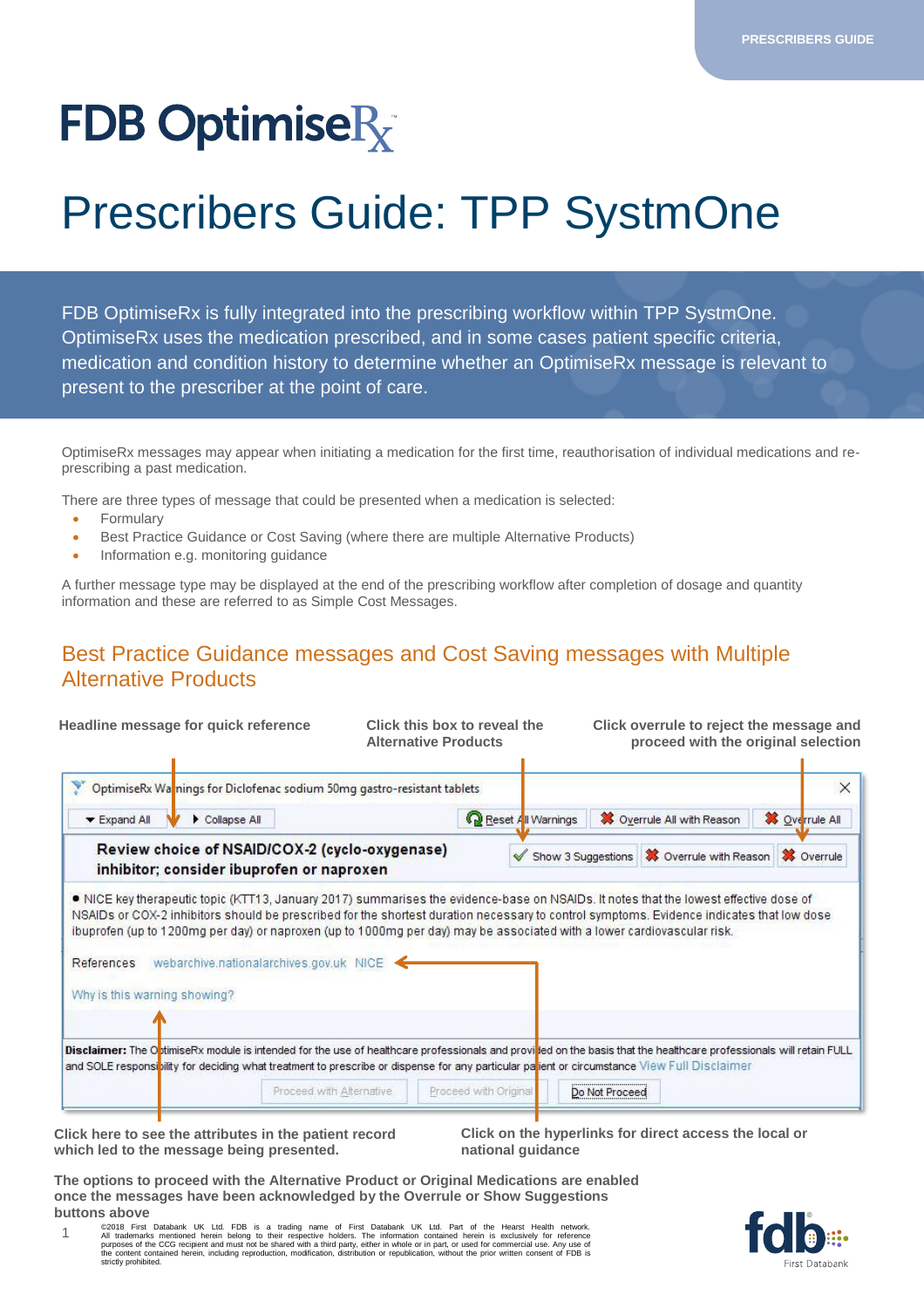# FDB OptimiseRx

# Prescribers Guide: TPP SystmOne

FDB OptimiseRx is fully integrated into the prescribing workflow within TPP SystmOne. OptimiseRx uses the medication prescribed, and in some cases patient specific criteria, medication and condition history to determine whether an OptimiseRx message is relevant to present to the prescriber at the point of care.

OptimiseRx messages may appear when initiating a medication for the first time, reauthorisation of individual medications and re-prescribing a past medication.

There are three types of message that could be presented when a medication is selected:

- Formulary
- Best Practice Guidance or Cost Saving (where there are multiple Alternative Products)
- Information e.g. monitoring guidance

A further message type may be displayed at the end of the prescribing workflow after completion of dosage and quantity information and these are referred to as Simple Cost Messages.

## Best Practice Guidance messages and Cost Saving messages with Multiple Alternative Products

**Headline message for quick reference**

**Click this box to reveal the Alternative Products**

**Click overrule to reject the message and proceed with the original selection**

OptimiseRx Warnings for Diclofenac sodium 50mg gastro-resistant tablets

Expand All | Collapse All | Reset All Warnings | Overrule All with Reason | Overrule All

**Review choice of NSAID/COX-2 (cyclo-oxygenase) inhibitor; consider ibuprofen or naproxen**

Show 3 Suggestions | Overrule with Reason | Overrule

- NICE key therapeutic topic (KTT13, January 2017) summarises the evidence-base on NSAIDs. It notes that the lowest effective dose of NSAIDs or COX-2 inhibitors should be prescribed for the shortest duration necessary to control symptoms. Evidence indicates that low dose ibuprofen (up to 1200mg per day) or naproxen (up to 1000mg per day) may be associated with a lower cardiovascular risk.

References webarchive.nationalarchives.gov.uk NICE

Why is this warning showing?

**Disclaimer:** The OptimiseRx module is intended for the use of healthcare professionals and provided on the basis that the healthcare professionals will retain FULL and SOLE responsibility for deciding what treatment to prescribe or dispense for any particular patient or circumstance View Full Disclaimer

Proceed with Alternative | Proceed with Original | Do Not Proceed

**Click here to see the attributes in the patient record which led to the message being presented.**

**Click on the hyperlinks for direct access the local or national guidance**

**The options to proceed with the Alternative Product or Original Medications are enabled once the messages have been acknowledged by the Overrule or Show Suggestions buttons above**

©2018 First Databank UK Ltd. FDB is a trading name of First Databank UK Ltd. Part of the Hearst Health network. All trademarks mentioned herein belong to their respective holders. The information contained herein is exclusively for reference purposes of the CCG recipient and must not be shared with a third party, either in whole or in part, or used for commercial use. Any use of the content contained herein, including reproduction, modification, distribution or republication, without the prior written consent of FDB is strictly prohibited.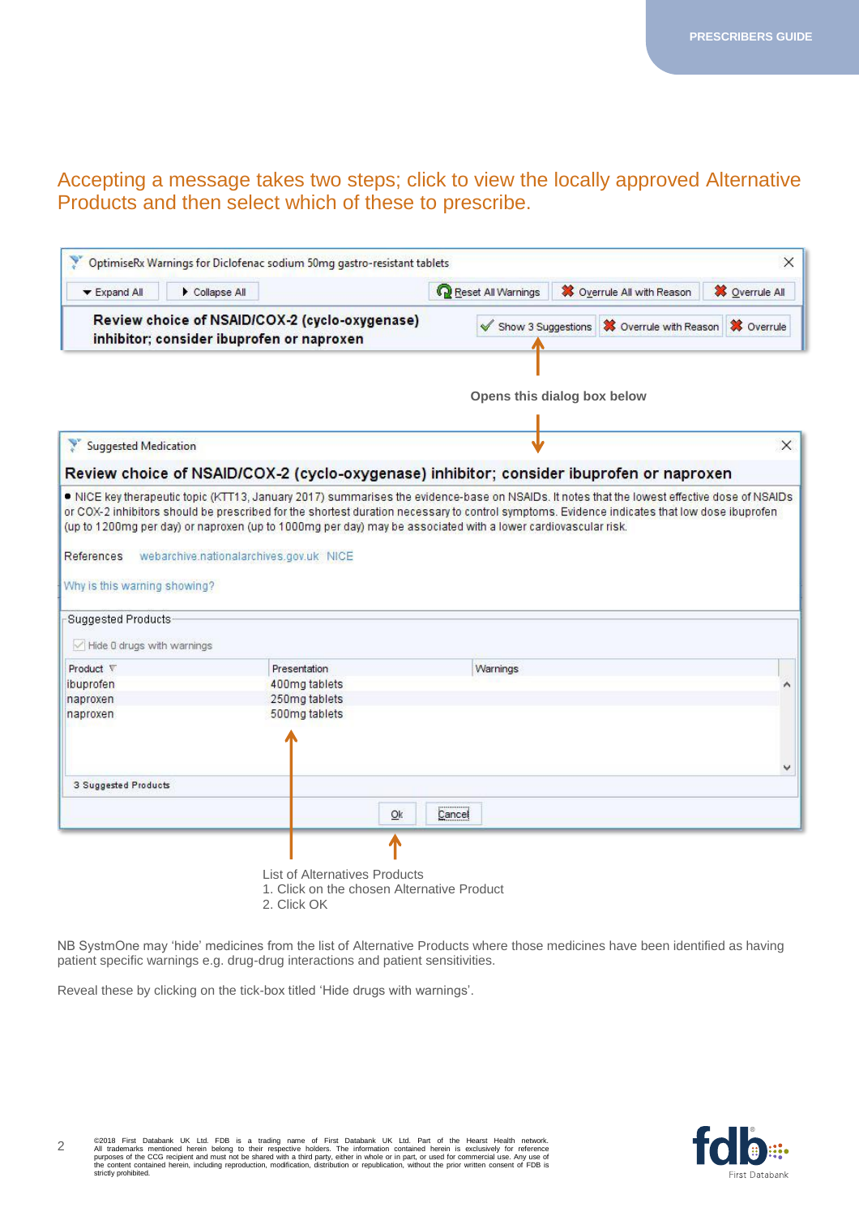## Accepting a message takes two steps; click to view the locally approved Alternative Products and then select which of these to prescribe.

OptimiseRx Warnings for Diclofenac sodium 50mg gastro-resistant tablets

Expand All | Collapse All | Reset All Warnings | Overrule All with Reason | Overrule All

**Review choice of NSAID/COX-2 (cyclo-oxygenase) inhibitor; consider ibuprofen or naproxen**

Show 3 Suggestions | Overrule with Reason | Overrule

**Opens this dialog box below**

Suggested Medication

**Review choice of NSAID/COX-2 (cyclo-oxygenase) inhibitor; consider ibuprofen or naproxen**

- NICE key therapeutic topic (KTT13, January 2017) summarises the evidence-base on NSAIDs. It notes that the lowest effective dose of NSAIDs or COX-2 inhibitors should be prescribed for the shortest duration necessary to control symptoms. Evidence indicates that low dose ibuprofen (up to 1200mg per day) or naproxen (up to 1000mg per day) may be associated with a lower cardiovascular risk.

References webarchive.nationalarchives.gov.uk NICE

Why is this warning showing?

Suggested Products

Hide 0 drugs with warnings

| Product | Presentation | Warnings |
|---|---|---|
| ibuprofen | 400mg tablets | |
| naproxen | 250mg tablets | |
| naproxen | 500mg tablets | |

3 Suggested Products

Ok | Cancel

List of Alternatives Products
1. Click on the chosen Alternative Product
2. Click OK

NB SystmOne may 'hide' medicines from the list of Alternative Products where those medicines have been identified as having patient specific warnings e.g. drug-drug interactions and patient sensitivities.

Reveal these by clicking on the tick-box titled 'Hide drugs with warnings'.

©2018 First Databank UK Ltd. FDB is a trading name of First Databank UK Ltd. Part of the Hearst Health network. All trademarks mentioned herein belong to their respective holders. The information contained herein is exclusively for reference purposes of the CCG recipient and must not be shared with a third party, either in whole or in part, or used for commercial use. Any use of the content contained herein, including reproduction, modification, distribution or republication, without the prior written consent of FDB is strictly prohibited.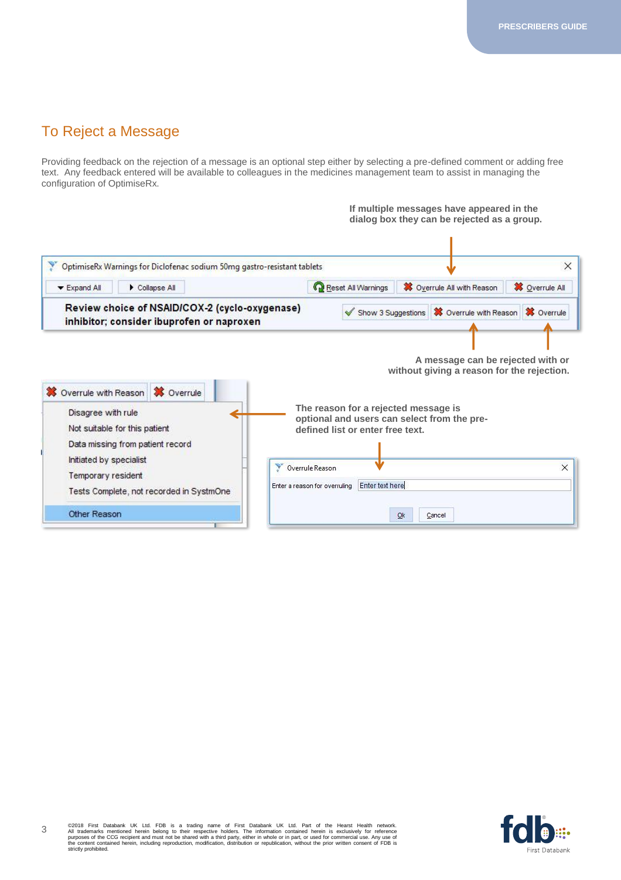## To Reject a Message

Providing feedback on the rejection of a message is an optional step either by selecting a pre-defined comment or adding free text. Any feedback entered will be available to colleagues in the medicines management team to assist in managing the configuration of OptimiseRx.

**If multiple messages have appeared in the dialog box they can be rejected as a group.**

OptimiseRx Warnings for Diclofenac sodium 50mg gastro-resistant tablets

Expand All | Collapse All | Reset All Warnings | Overrule All with Reason | Overrule All

**Review choice of NSAID/COX-2 (cyclo-oxygenase) inhibitor; consider ibuprofen or naproxen**

Show 3 Suggestions | Overrule with Reason | Overrule

**A message can be rejected with or without giving a reason for the rejection.**

Overrule with Reason | Overrule

- Disagree with rule
- Not suitable for this patient
- Data missing from patient record
- Initiated by specialist
- Temporary resident
- Tests Complete, not recorded in SystmOne
- Other Reason

**The reason for a rejected message is optional and users can select from the pre-defined list or enter free text.**

Overrule Reason

Enter a reason for overruling: Enter text here

Ok | Cancel

©2018 First Databank UK Ltd. FDB is a trading name of First Databank UK Ltd. Part of the Hearst Health network. All trademarks mentioned herein belong to their respective holders. The information contained herein is exclusively for reference purposes of the CCG recipient and must not be shared with a third party, either in whole or in part, or used for commercial use. Any use of the content contained herein, including reproduction, modification, distribution or republication, without the prior written consent of FDB is strictly prohibited.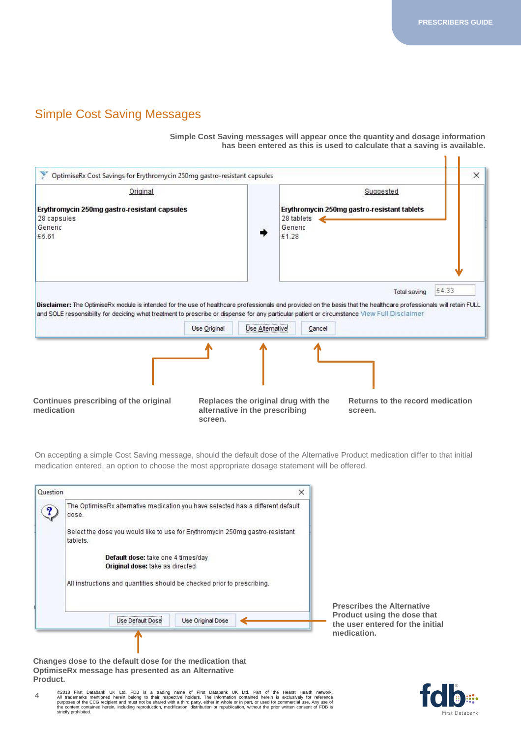## Simple Cost Saving Messages

**Simple Cost Saving messages will appear once the quantity and dosage information has been entered as this is used to calculate that a saving is available.**

OptimiseRx Cost Savings for Erythromycin 250mg gastro-resistant capsules

| Original | | Suggested |
|---|---|---|
| **Erythromycin 250mg gastro-resistant capsules**<br>28 capsules<br>Generic<br>£5.61 | ➜ | **Erythromycin 250mg gastro-resistant tablets**<br>28 tablets<br>Generic<br>£1.28 |

Total saving £4.33

**Disclaimer:** The OptimiseRx module is intended for the use of healthcare professionals and provided on the basis that the healthcare professionals will retain FULL and SOLE responsibility for deciding what treatment to prescribe or dispense for any particular patient or circumstance View Full Disclaimer

Use Original | Use Alternative | Cancel

- **Use Original:** Continues prescribing of the original medication
- **Use Alternative:** Replaces the original drug with the alternative in the prescribing screen.
- **Cancel:** Returns to the record medication screen.

On accepting a simple Cost Saving message, should the default dose of the Alternative Product medication differ to that initial medication entered, an option to choose the most appropriate dosage statement will be offered.

Question

The OptimiseRx alternative medication you have selected has a different default dose.

Select the dose you would like to use for Erythromycin 250mg gastro-resistant tablets.

**Default dose:** take one 4 times/day
**Original dose:** take as directed

All instructions and quantities should be checked prior to prescribing.

Use Default Dose | Use Original Dose

- **Use Default Dose:** Changes dose to the default dose for the medication that OptimiseRx message has presented as an Alternative Product.
- **Use Original Dose:** Prescribes the Alternative Product using the dose that the user entered for the initial medication.

©2018 First Databank UK Ltd. FDB is a trading name of First Databank UK Ltd. Part of the Hearst Health network. All trademarks mentioned herein belong to their respective holders. The information contained herein is exclusively for reference purposes of the CCG recipient and must not be shared with a third party, either in whole or in part, or used for commercial use. Any use of the content contained herein, including reproduction, modification, distribution or republication, without the prior written consent of FDB is strictly prohibited.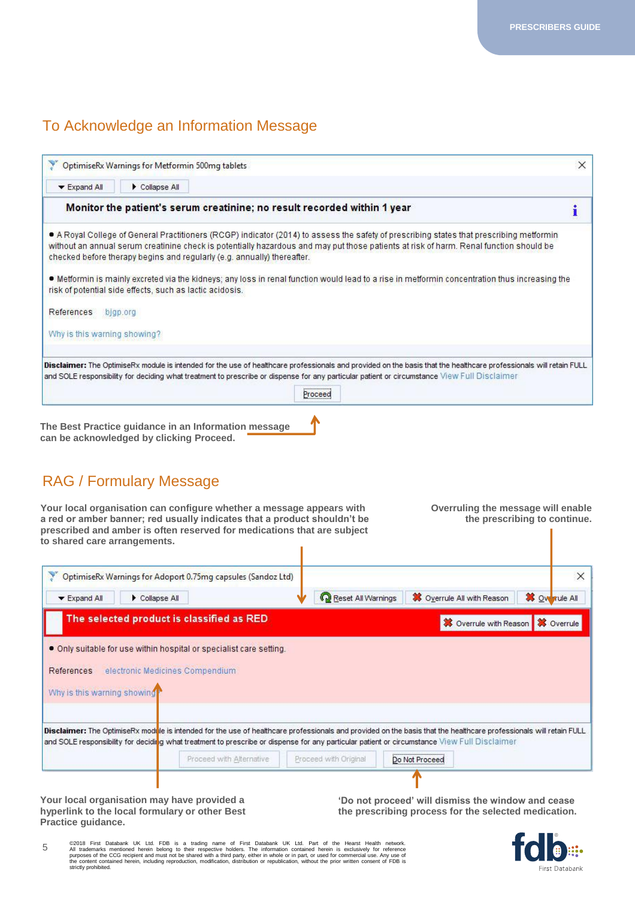## To Acknowledge an Information Message

OptimiseRx Warnings for Metformin 500mg tablets

Expand All | Collapse All

**Monitor the patient's serum creatinine; no result recorded within 1 year**

- A Royal College of General Practitioners (RCGP) indicator (2014) to assess the safety of prescribing states that prescribing metformin without an annual serum creatinine check is potentially hazardous and may put those patients at risk of harm. Renal function should be checked before therapy begins and regularly (e.g. annually) thereafter.
- Metformin is mainly excreted via the kidneys; any loss in renal function would lead to a rise in metformin concentration thus increasing the risk of potential side effects, such as lactic acidosis.

References bjgp.org

Why is this warning showing?

**Disclaimer:** The OptimiseRx module is intended for the use of healthcare professionals and provided on the basis that the healthcare professionals will retain FULL and SOLE responsibility for deciding what treatment to prescribe or dispense for any particular patient or circumstance View Full Disclaimer

Proceed

**The Best Practice guidance in an Information message can be acknowledged by clicking Proceed.**

## RAG / Formulary Message

**Your local organisation can configure whether a message appears with a red or amber banner; red usually indicates that a product shouldn't be prescribed and amber is often reserved for medications that are subject to shared care arrangements.**

**Overruling the message will enable the prescribing to continue.**

OptimiseRx Warnings for Adoport 0.75mg capsules (Sandoz Ltd)

Expand All | Collapse All | Reset All Warnings | Overrule All with Reason | Overrule All

**The selected product is classified as RED** — Overrule with Reason | Overrule

- Only suitable for use within hospital or specialist care setting.

References electronic Medicines Compendium

Why is this warning showing?

**Disclaimer:** The OptimiseRx module is intended for the use of healthcare professionals and provided on the basis that the healthcare professionals will retain FULL and SOLE responsibility for deciding what treatment to prescribe or dispense for any particular patient or circumstance View Full Disclaimer

Proceed with Alternative | Proceed with Original | Do Not Proceed

**Your local organisation may have provided a hyperlink to the local formulary or other Best Practice guidance.**

**'Do not proceed' will dismiss the window and cease the prescribing process for the selected medication.**

©2018 First Databank UK Ltd. FDB is a trading name of First Databank UK Ltd. Part of the Hearst Health network. All trademarks mentioned herein belong to their respective holders. The information contained herein is exclusively for reference purposes of the CCG recipient and must not be shared with a third party, either in whole or in part, or used for commercial use. Any use of the content contained herein, including reproduction, modification, distribution or republication, without the prior written consent of FDB is strictly prohibited.